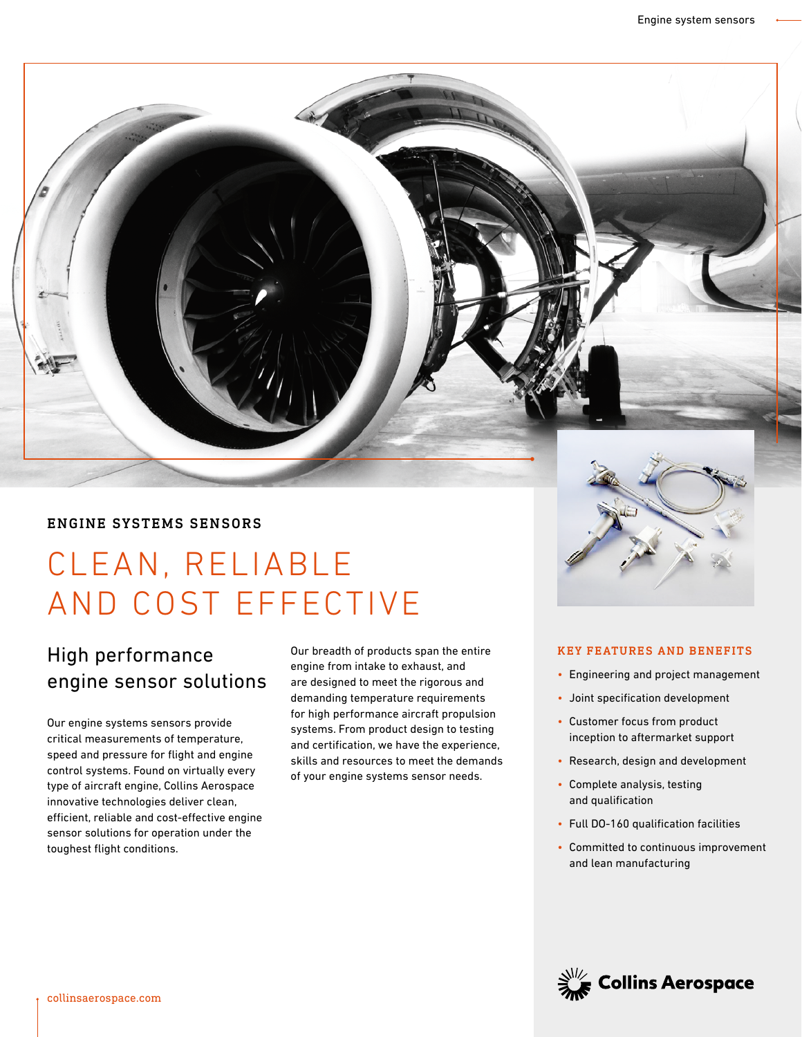## ENGINE SYSTEMS SENSORS

# CLEAN, RELIABLE AND COST EFFECTIVE

## High performance engine sensor solutions

Our engine systems sensors provide critical measurements of temperature, speed and pressure for flight and engine control systems. Found on virtually every type of aircraft engine, Collins Aerospace innovative technologies deliver clean, efficient, reliable and cost-effective engine sensor solutions for operation under the toughest flight conditions.

Our breadth of products span the entire engine from intake to exhaust, and are designed to meet the rigorous and demanding temperature requirements for high performance aircraft propulsion systems. From product design to testing and certification, we have the experience, skills and resources to meet the demands of your engine systems sensor needs.

### KEY FEATURES AND BENEFITS

- Engineering and project management
- Joint specification development
- Customer focus from product inception to aftermarket support
- Research, design and development
- Complete analysis, testing and qualification
- Full DO-160 qualification facilities
- Committed to continuous improvement and lean manufacturing

collinsaerospace.com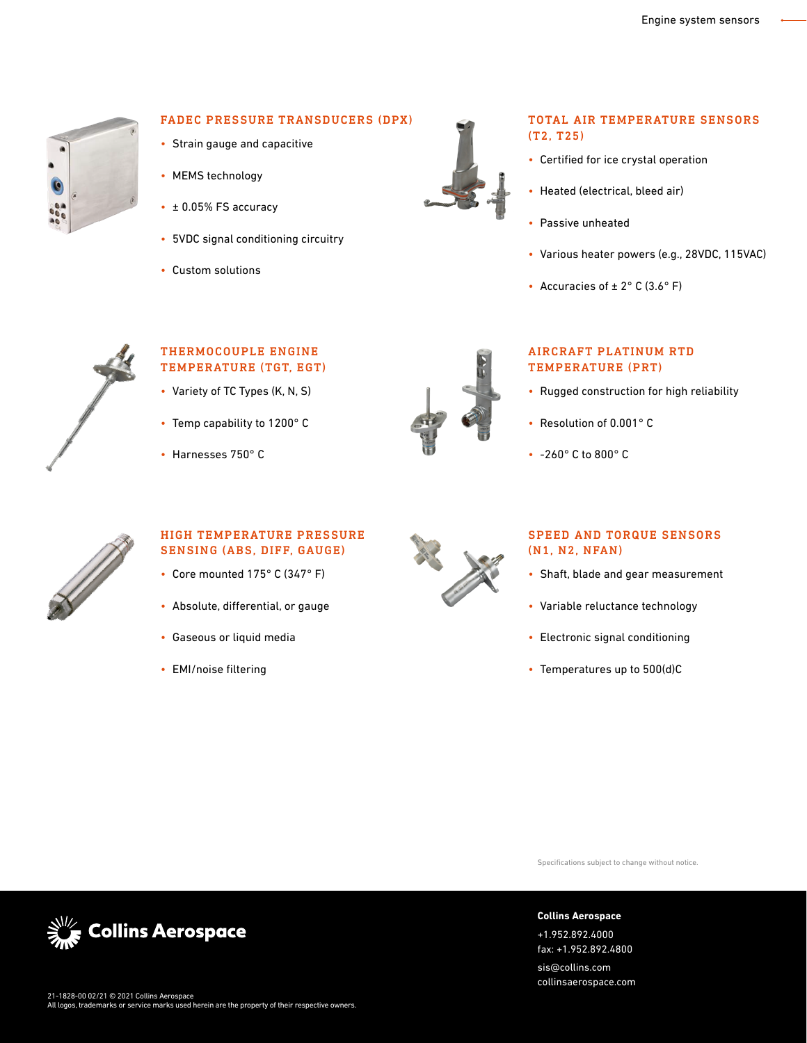## FADEC PRESSURE TRANSDUCERS (DPX)

- Strain gauge and capacitive
- MEMS technology
- ± 0.05% FS accuracy
- 5VDC signal conditioning circuitry
- Custom solutions

## TOTAL AIR TEMPERATURE SENSORS (T2, T25)

- Certified for ice crystal operation
- Heated (electrical, bleed air)
- Passive unheated
- Various heater powers (e.g., 28VDC, 115VAC)
- Accuracies of ± 2° C (3.6° F)

## THERMOCOUPLE ENGINE TEMPERATURE (TGT, EGT)

- Variety of TC Types (K, N, S)
- Temp capability to 1200° C
- Harnesses 750° C

## AIRCRAFT PLATINUM RTD TEMPERATURE (PRT)

- Rugged construction for high reliability
- Resolution of 0.001° C
- -260° C to 800° C

## HIGH TEMPERATURE PRESSURE SENSING (ABS, DIFF, GAUGE)

- Core mounted 175° C (347° F)
- Absolute, differential, or gauge
- Gaseous or liquid media
- EMI/noise filtering

## SPEED AND TORQUE SENSORS (N1, N2, NFAN)

- Shaft, blade and gear measurement
- Variable reluctance technology
- Electronic signal conditioning
- Temperatures up to 500(d)C

Specifications subject to change without notice.

Collins Aerospace

**Collins Aerospace**
+1.952.892.4000
fax: +1.952.892.4800
sis@collins.com
collinsaerospace.com

21-1828-00 02/21 © 2021 Collins Aerospace
All logos, trademarks or service marks used herein are the property of their respective owners.